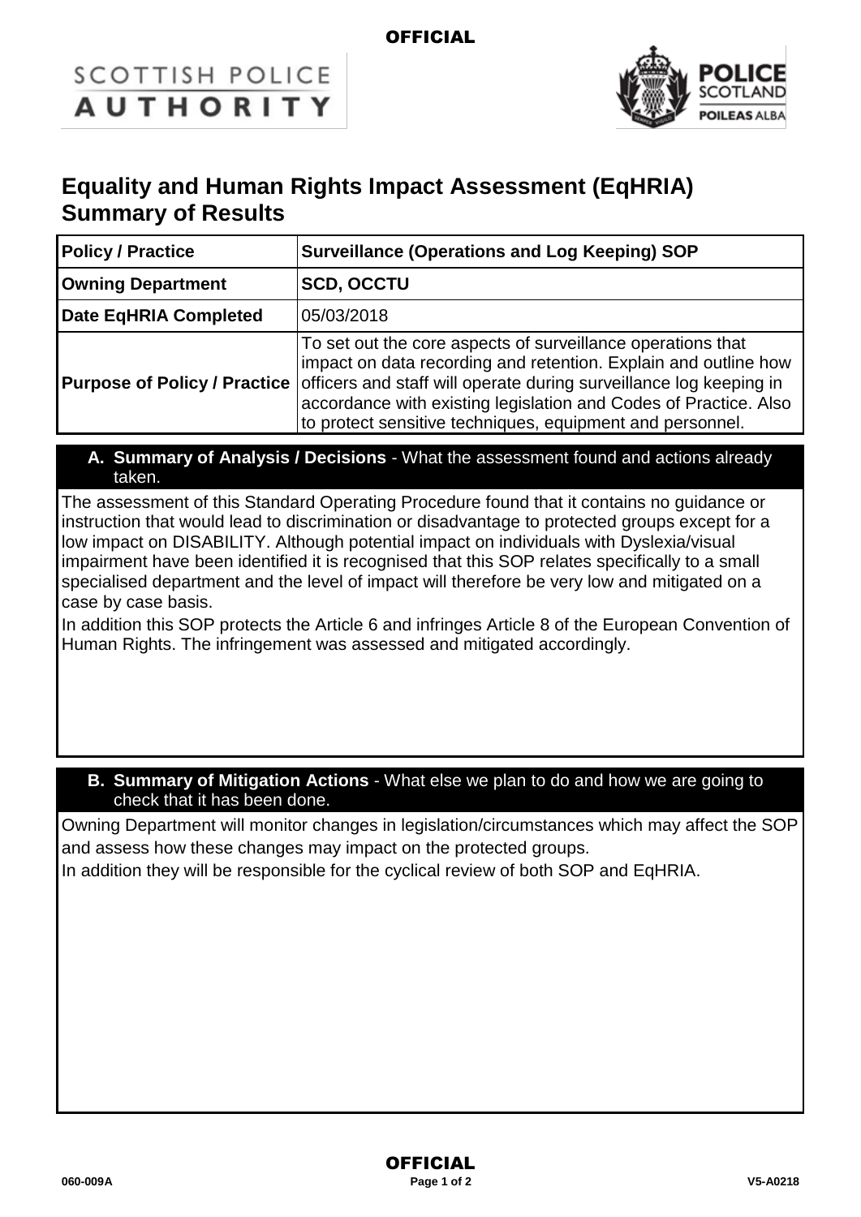OFFICIAL

SCOTTISH POLICE AUTHORITY

POLICE SCOTLAND POILEAS ALBA

# Equality and Human Rights Impact Assessment (EqHRIA) Summary of Results

| **Policy / Practice** | **Surveillance (Operations and Log Keeping) SOP** |
|---|---|
| **Owning Department** | **SCD, OCCTU** |
| **Date EqHRIA Completed** | 05/03/2018 |
| **Purpose of Policy / Practice** | To set out the core aspects of surveillance operations that impact on data recording and retention. Explain and outline how officers and staff will operate during surveillance log keeping in accordance with existing legislation and Codes of Practice. Also to protect sensitive techniques, equipment and personnel. |

## A. Summary of Analysis / Decisions - What the assessment found and actions already taken.

The assessment of this Standard Operating Procedure found that it contains no guidance or instruction that would lead to discrimination or disadvantage to protected groups except for a low impact on DISABILITY. Although potential impact on individuals with Dyslexia/visual impairment have been identified it is recognised that this SOP relates specifically to a small specialised department and the level of impact will therefore be very low and mitigated on a case by case basis.

In addition this SOP protects the Article 6 and infringes Article 8 of the European Convention of Human Rights. The infringement was assessed and mitigated accordingly.

## B. Summary of Mitigation Actions - What else we plan to do and how we are going to check that it has been done.

Owning Department will monitor changes in legislation/circumstances which may affect the SOP and assess how these changes may impact on the protected groups.

In addition they will be responsible for the cyclical review of both SOP and EqHRIA.

OFFICIAL

060-009A V5-A0218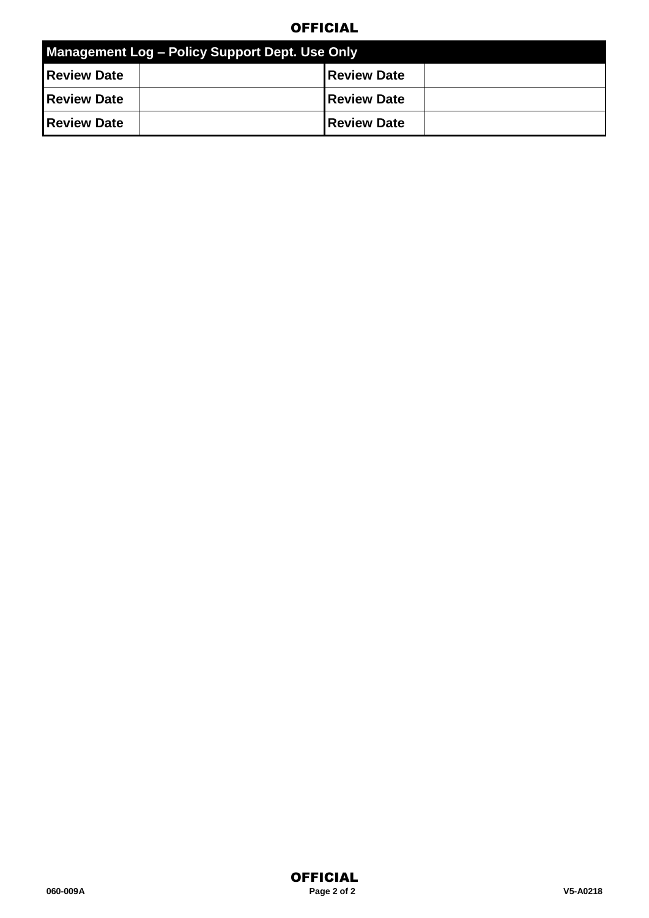| Management Log – Policy Support Dept. Use Only | | | |
|---|---|---|---|
| **Review Date** | | **Review Date** | |
| **Review Date** | | **Review Date** | |
| **Review Date** | | **Review Date** | |